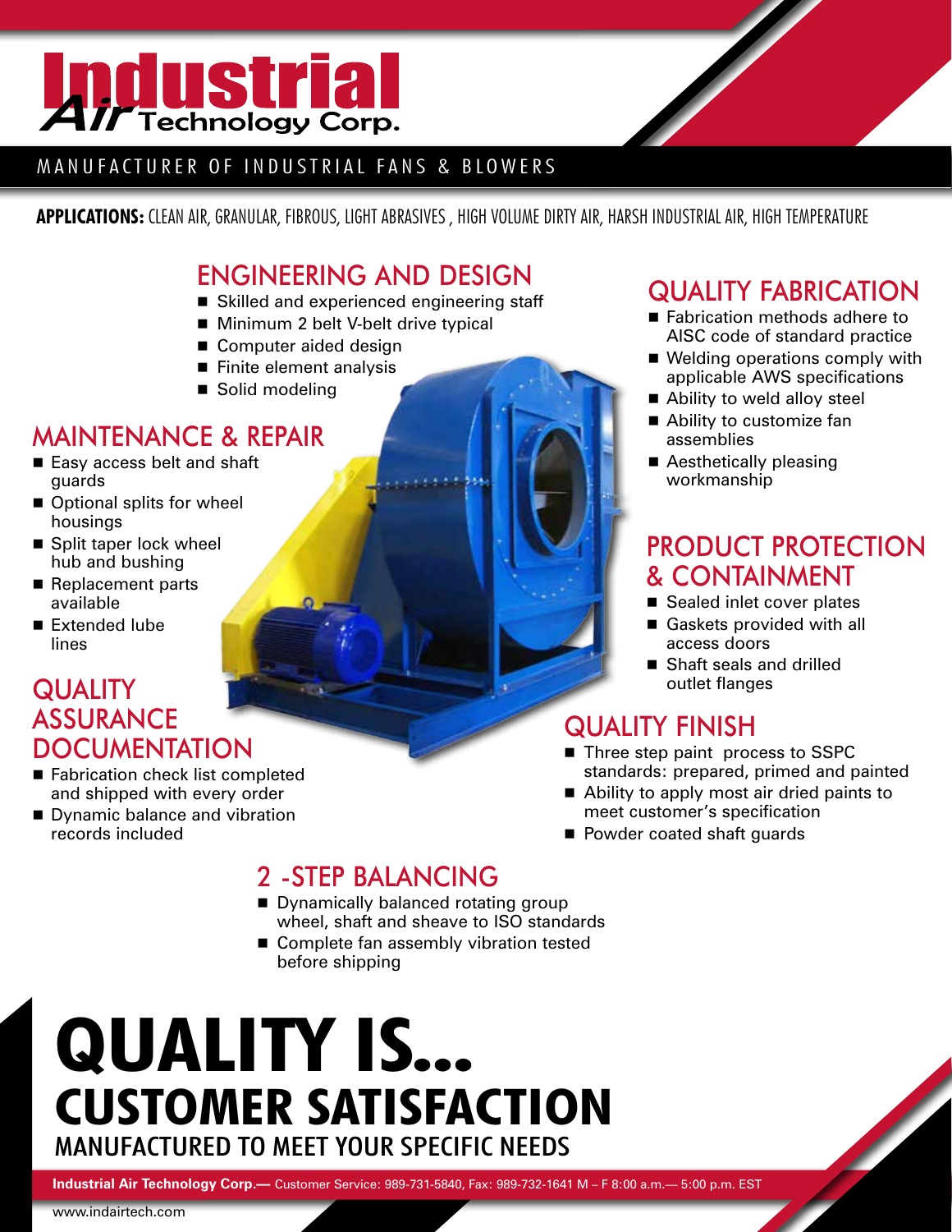# Industrial Air Technology Corp.

MANUFACTURER OF INDUSTRIAL FANS & BLOWERS

**APPLICATIONS:** CLEAN AIR, GRANULAR, FIBROUS, LIGHT ABRASIVES , HIGH VOLUME DIRTY AIR, HARSH INDUSTRIAL AIR, HIGH TEMPERATURE

## ENGINEERING AND DESIGN

- Skilled and experienced engineering staff
- Minimum 2 belt V-belt drive typical
- Computer aided design
- Finite element analysis
- Solid modeling

## MAINTENANCE & REPAIR

- Easy access belt and shaft guards
- Optional splits for wheel housings
- Split taper lock wheel hub and bushing
- Replacement parts available
- Extended lube lines

## QUALITY ASSURANCE DOCUMENTATION

- Fabrication check list completed and shipped with every order
- Dynamic balance and vibration records included

## QUALITY FABRICATION

- Fabrication methods adhere to AISC code of standard practice
- Welding operations comply with applicable AWS specifications
- Ability to weld alloy steel
- Ability to customize fan assemblies
- Aesthetically pleasing workmanship

## PRODUCT PROTECTION & CONTAINMENT

- Sealed inlet cover plates
- Gaskets provided with all access doors
- Shaft seals and drilled outlet flanges

## QUALITY FINISH

- Three step paint process to SSPC standards: prepared, primed and painted
- Ability to apply most air dried paints to meet customer's specification
- Powder coated shaft guards

## 2 -STEP BALANCING

- Dynamically balanced rotating group wheel, shaft and sheave to ISO standards
- Complete fan assembly vibration tested before shipping

# QUALITY IS...
## CUSTOMER SATISFACTION
### MANUFACTURED TO MEET YOUR SPECIFIC NEEDS

**Industrial Air Technology Corp.—** Customer Service: 989-731-5840, Fax: 989-732-1641 M – F 8:00 a.m.— 5:00 p.m. EST

www.indairtech.com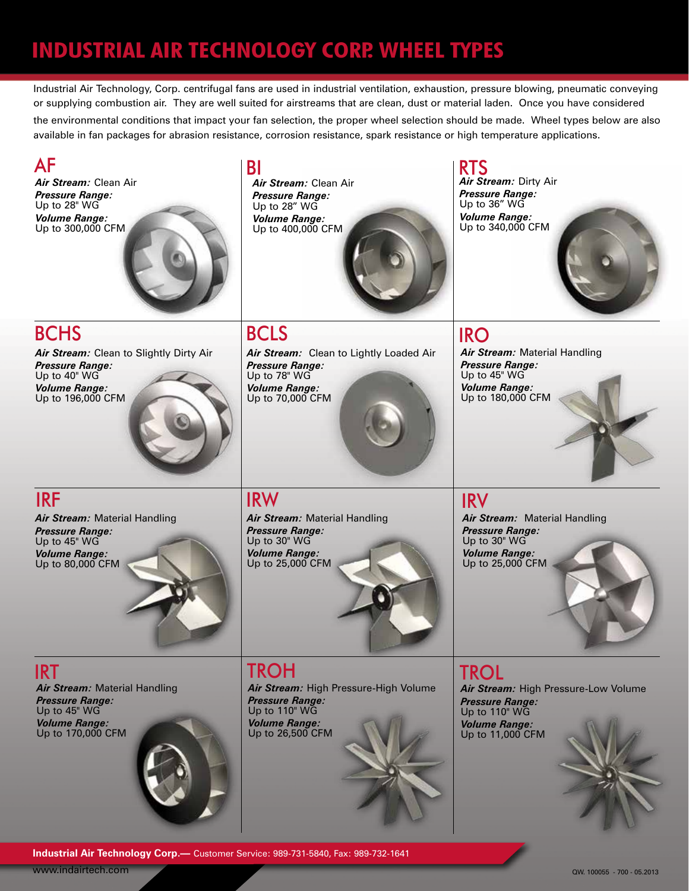# INDUSTRIAL AIR TECHNOLOGY CORP. WHEEL TYPES

Industrial Air Technology, Corp. centrifugal fans are used in industrial ventilation, exhaustion, pressure blowing, pneumatic conveying or supplying combustion air. They are well suited for airstreams that are clean, dust or material laden. Once you have considered the environmental conditions that impact your fan selection, the proper wheel selection should be made. Wheel types below are also available in fan packages for abrasion resistance, corrosion resistance, spark resistance or high temperature applications.

## AF

***Air Stream:*** Clean Air
***Pressure Range:***
Up to 28" WG
***Volume Range:***
Up to 300,000 CFM

## BI

***Air Stream:*** Clean Air
***Pressure Range:***
Up to 28" WG
***Volume Range:***
Up to 400,000 CFM

## RTS

***Air Stream:*** Dirty Air
***Pressure Range:***
Up to 36" WG
***Volume Range:***
Up to 340,000 CFM

## BCHS

***Air Stream:*** Clean to Slightly Dirty Air
***Pressure Range:***
Up to 40" WG
***Volume Range:***
Up to 196,000 CFM

## BCLS

***Air Stream:*** Clean to Lightly Loaded Air
***Pressure Range:***
Up to 78" WG
***Volume Range:***
Up to 70,000 CFM

## IRO

***Air Stream:*** Material Handling
***Pressure Range:***
Up to 45" WG
***Volume Range:***
Up to 180,000 CFM

## IRF

***Air Stream:*** Material Handling
***Pressure Range:***
Up to 45" WG
***Volume Range:***
Up to 80,000 CFM

## IRW

***Air Stream:*** Material Handling
***Pressure Range:***
Up to 30" WG
***Volume Range:***
Up to 25,000 CFM

## IRV

***Air Stream:*** Material Handling
***Pressure Range:***
Up to 30" WG
***Volume Range:***
Up to 25,000 CFM

## IRT

***Air Stream:*** Material Handling
***Pressure Range:***
Up to 45" WG
***Volume Range:***
Up to 170,000 CFM

## TROH

***Air Stream:*** High Pressure-High Volume
***Pressure Range:***
Up to 110" WG
***Volume Range:***
Up to 26,500 CFM

## TROL

***Air Stream:*** High Pressure-Low Volume
***Pressure Range:***
Up to 110" WG
***Volume Range:***
Up to 11,000 CFM

**Industrial Air Technology Corp.—** Customer Service: 989-731-5840, Fax: 989-732-1641
www.indairtech.com

QW. 100055 - 700 - 05.2013